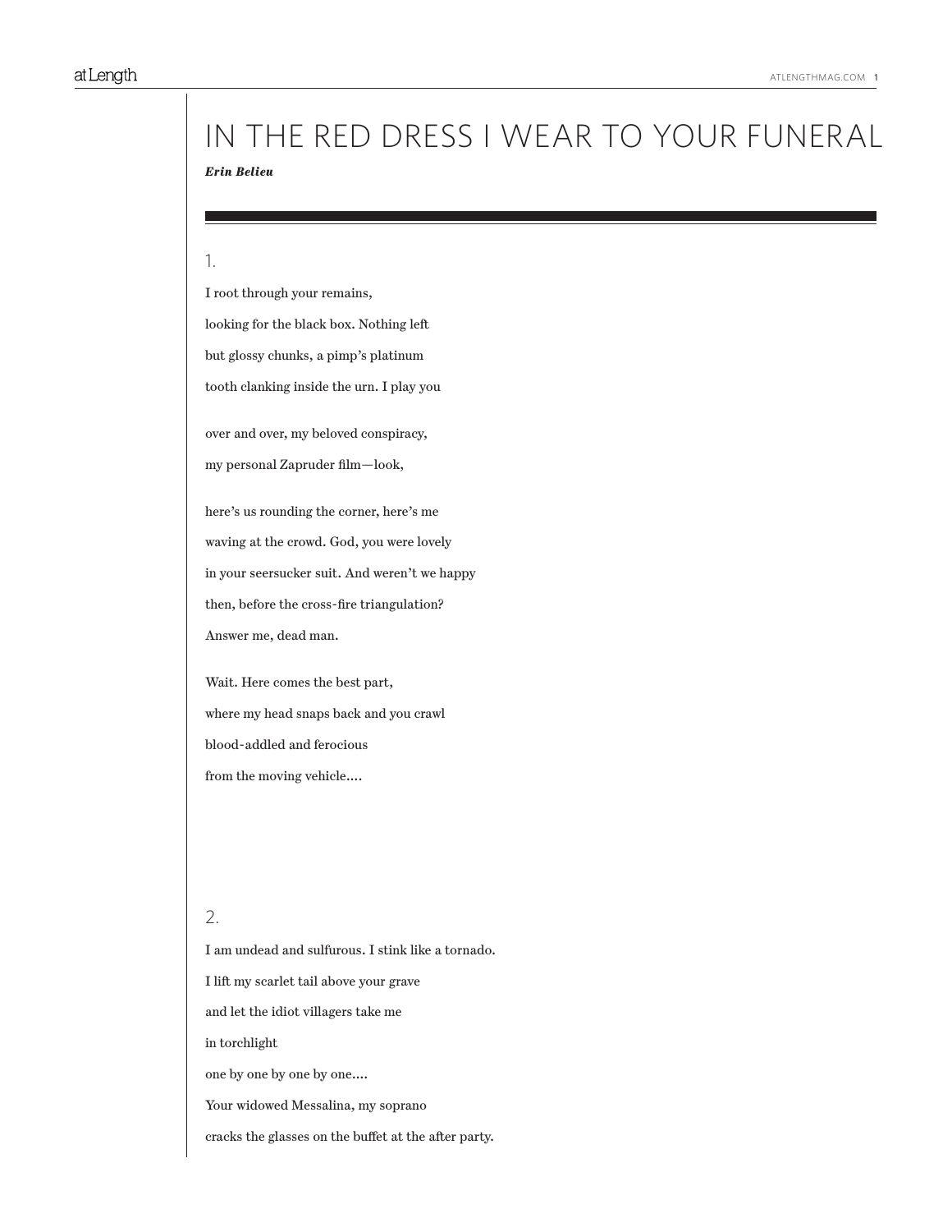# IN THE RED DRESS I WEAR TO YOUR FUNERAL

***Erin Belieu***

---

## 1.

I root through your remains,

looking for the black box. Nothing left

but glossy chunks, a pimp's platinum

tooth clanking inside the urn. I play you

over and over, my beloved conspiracy,

my personal Zapruder film—look,

here's us rounding the corner, here's me

waving at the crowd. God, you were lovely

in your seersucker suit. And weren't we happy

then, before the cross-fire triangulation?

Answer me, dead man.

Wait. Here comes the best part,

where my head snaps back and you crawl

blood-addled and ferocious

from the moving vehicle....

## 2.

I am undead and sulfurous. I stink like a tornado.

I lift my scarlet tail above your grave

and let the idiot villagers take me

in torchlight

one by one by one by one....

Your widowed Messalina, my soprano

cracks the glasses on the buffet at the after party.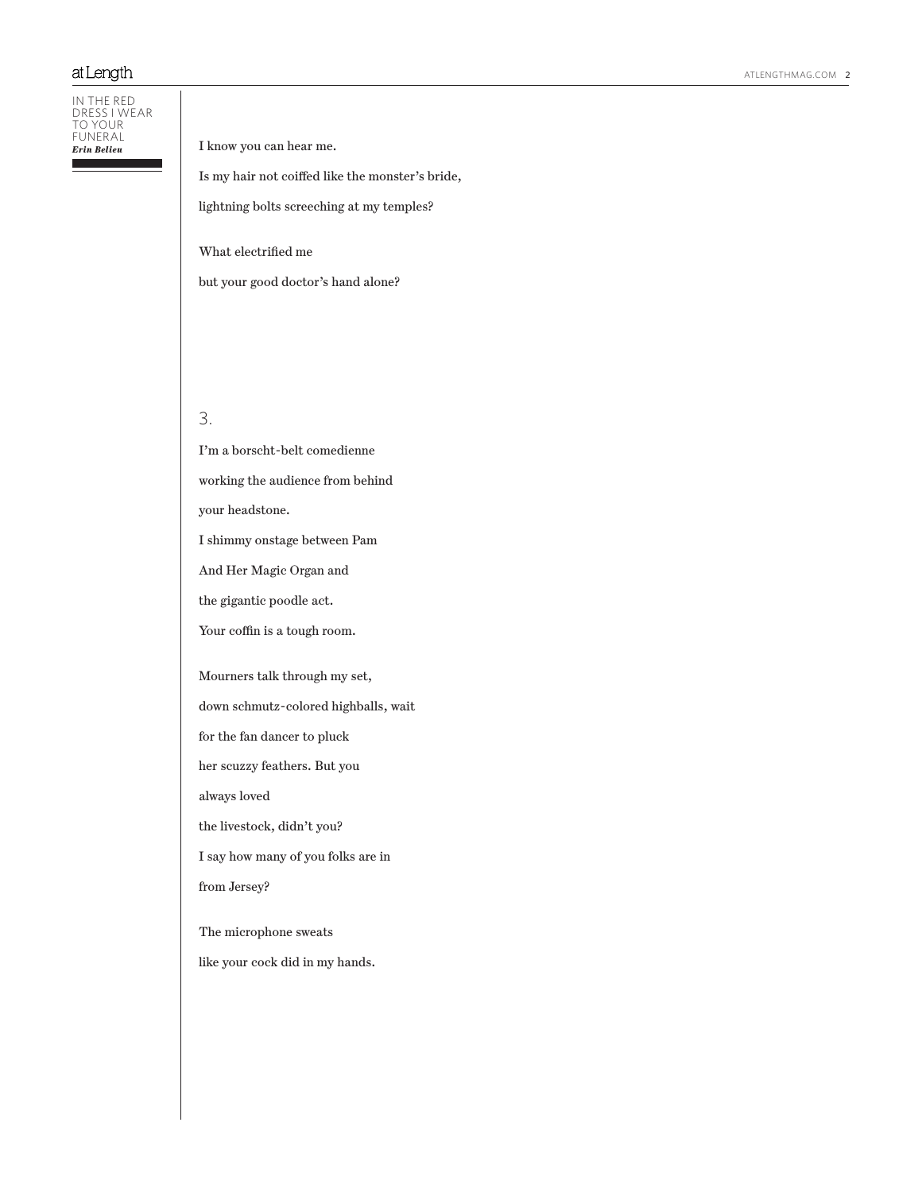I know you can hear me.

Is my hair not coiffed like the monster's bride,

lightning bolts screeching at my temples?

What electrified me

but your good doctor's hand alone?

## 3.

I'm a borscht-belt comedienne

working the audience from behind

your headstone.

I shimmy onstage between Pam

And Her Magic Organ and

the gigantic poodle act.

Your coffin is a tough room.

Mourners talk through my set,

down schmutz-colored highballs, wait

for the fan dancer to pluck

her scuzzy feathers. But you

always loved

the livestock, didn't you?

I say how many of you folks are in

from Jersey?

The microphone sweats

like your cock did in my hands.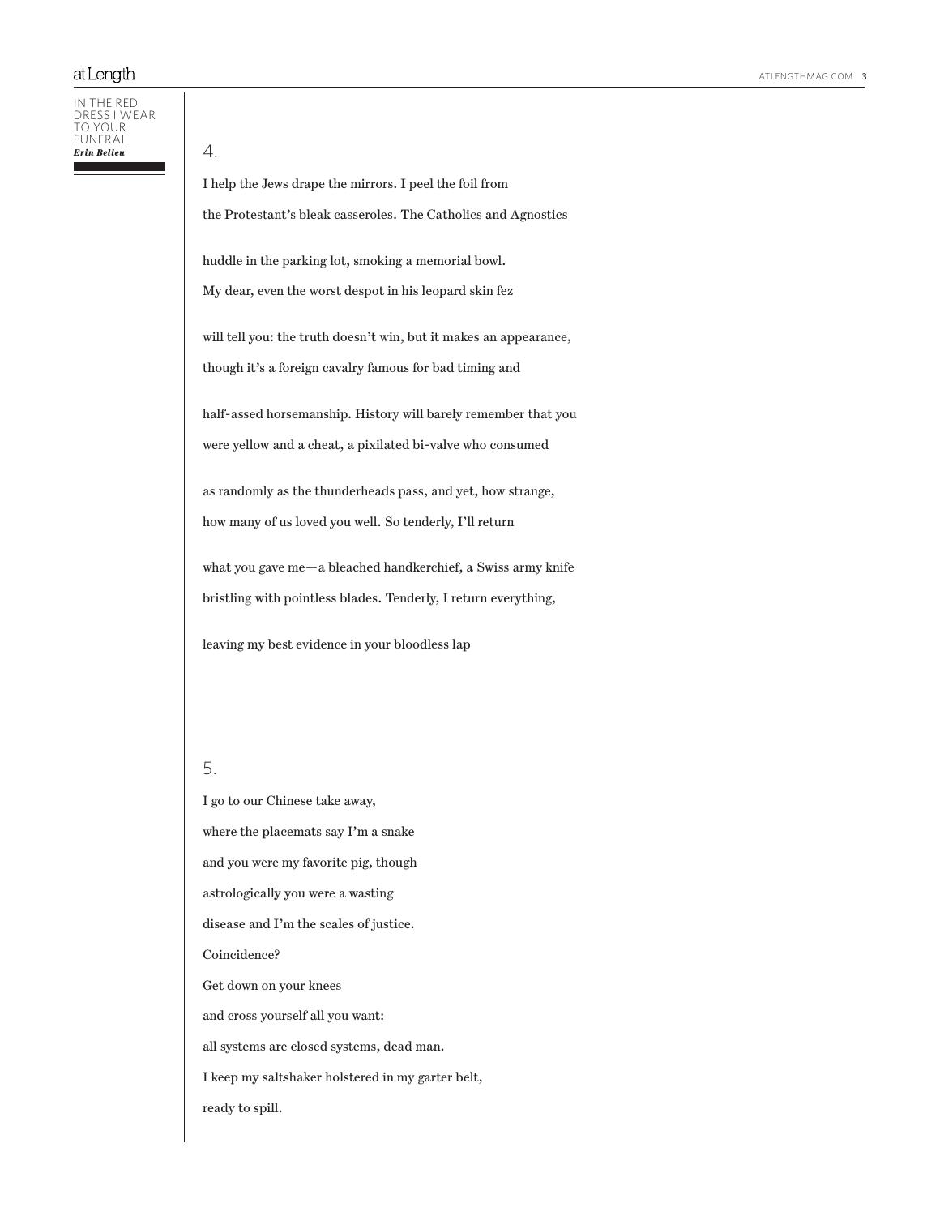4.

I help the Jews drape the mirrors. I peel the foil from  
the Protestant's bleak casseroles. The Catholics and Agnostics

huddle in the parking lot, smoking a memorial bowl.  
My dear, even the worst despot in his leopard skin fez

will tell you: the truth doesn't win, but it makes an appearance,  
though it's a foreign cavalry famous for bad timing and

half-assed horsemanship. History will barely remember that you  
were yellow and a cheat, a pixilated bi-valve who consumed

as randomly as the thunderheads pass, and yet, how strange,  
how many of us loved you well. So tenderly, I'll return

what you gave me—a bleached handkerchief, a Swiss army knife  
bristling with pointless blades. Tenderly, I return everything,

leaving my best evidence in your bloodless lap

5.

I go to our Chinese take away,  
where the placemats say I'm a snake  
and you were my favorite pig, though  
astrologically you were a wasting  
disease and I'm the scales of justice.  
Coincidence?  
Get down on your knees  
and cross yourself all you want:  
all systems are closed systems, dead man.  
I keep my saltshaker holstered in my garter belt,  
ready to spill.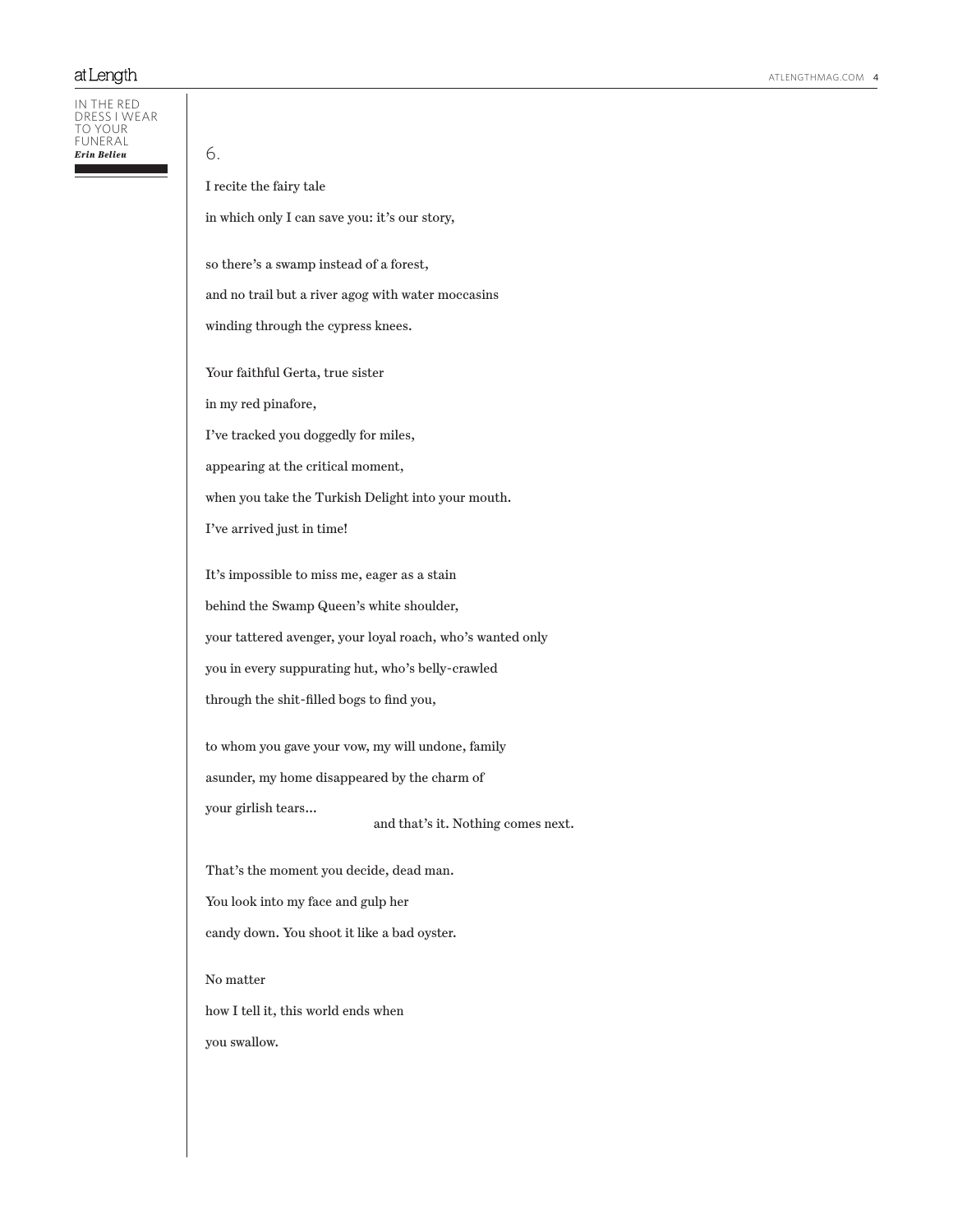## 6.

I recite the fairy tale

in which only I can save you: it's our story,

so there's a swamp instead of a forest,

and no trail but a river agog with water moccasins

winding through the cypress knees.

Your faithful Gerta, true sister

in my red pinafore,

I've tracked you doggedly for miles,

appearing at the critical moment,

when you take the Turkish Delight into your mouth.

I've arrived just in time!

It's impossible to miss me, eager as a stain

behind the Swamp Queen's white shoulder,

your tattered avenger, your loyal roach, who's wanted only

you in every suppurating hut, who's belly-crawled

through the shit-filled bogs to find you,

to whom you gave your vow, my will undone, family

asunder, my home disappeared by the charm of

your girlish tears...

                                        and that's it. Nothing comes next.

That's the moment you decide, dead man.

You look into my face and gulp her

candy down. You shoot it like a bad oyster.

No matter

how I tell it, this world ends when

you swallow.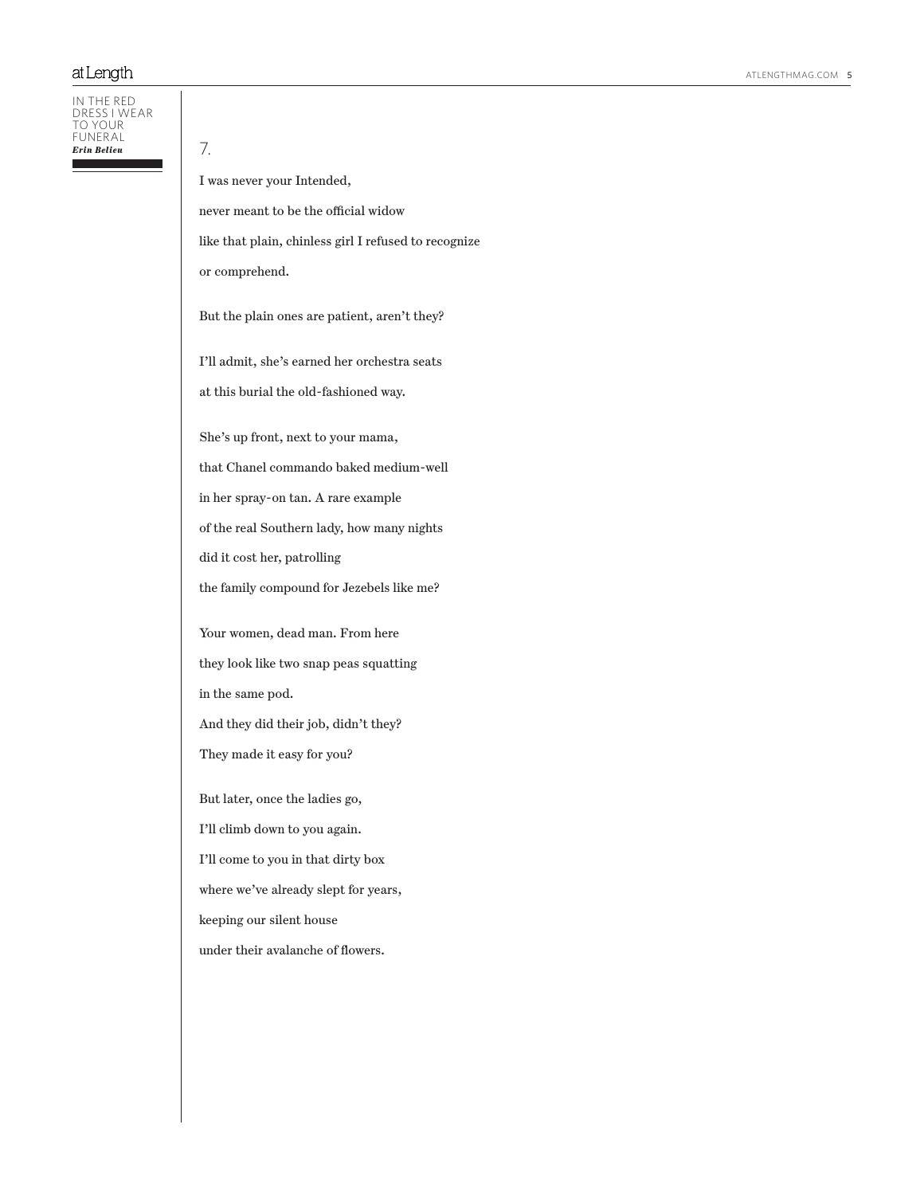7.

I was never your Intended,

never meant to be the official widow

like that plain, chinless girl I refused to recognize

or comprehend.

But the plain ones are patient, aren't they?

I'll admit, she's earned her orchestra seats

at this burial the old-fashioned way.

She's up front, next to your mama,

that Chanel commando baked medium-well

in her spray-on tan. A rare example

of the real Southern lady, how many nights

did it cost her, patrolling

the family compound for Jezebels like me?

Your women, dead man. From here

they look like two snap peas squatting

in the same pod.

And they did their job, didn't they?

They made it easy for you?

But later, once the ladies go,

I'll climb down to you again.

I'll come to you in that dirty box

where we've already slept for years,

keeping our silent house

under their avalanche of flowers.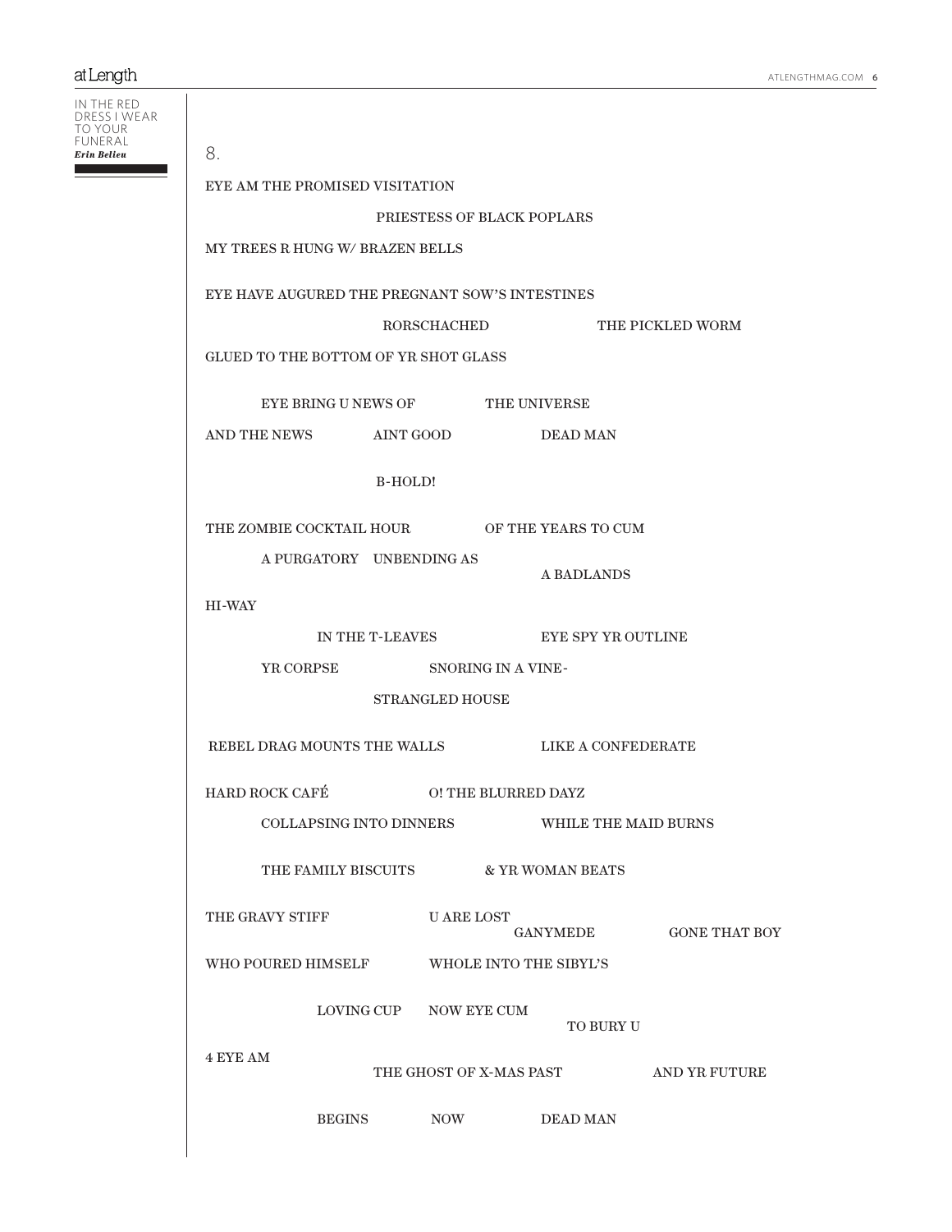8.

EYE AM THE PROMISED VISITATION

PRIESTESS OF BLACK POPLARS

MY TREES R HUNG W/ BRAZEN BELLS

EYE HAVE AUGURED THE PREGNANT SOW'S INTESTINES

RORSCHACHED THE PICKLED WORM

GLUED TO THE BOTTOM OF YR SHOT GLASS

EYE BRING U NEWS OF THE UNIVERSE

AND THE NEWS AINT GOOD DEAD MAN

B-HOLD!

THE ZOMBIE COCKTAIL HOUR OF THE YEARS TO CUM

A PURGATORY UNBENDING AS A BADLANDS

HI-WAY

IN THE T-LEAVES EYE SPY YR OUTLINE

YR CORPSE SNORING IN A VINE-

STRANGLED HOUSE

REBEL DRAG MOUNTS THE WALLS LIKE A CONFEDERATE

HARD ROCK CAFÉ O! THE BLURRED DAYZ

COLLAPSING INTO DINNERS WHILE THE MAID BURNS

THE FAMILY BISCUITS & YR WOMAN BEATS

THE GRAVY STIFF U ARE LOST GANYMEDE GONE THAT BOY

WHO POURED HIMSELF WHOLE INTO THE SIBYL'S

LOVING CUP NOW EYE CUM TO BURY U

4 EYE AM THE GHOST OF X-MAS PAST AND YR FUTURE

BEGINS NOW DEAD MAN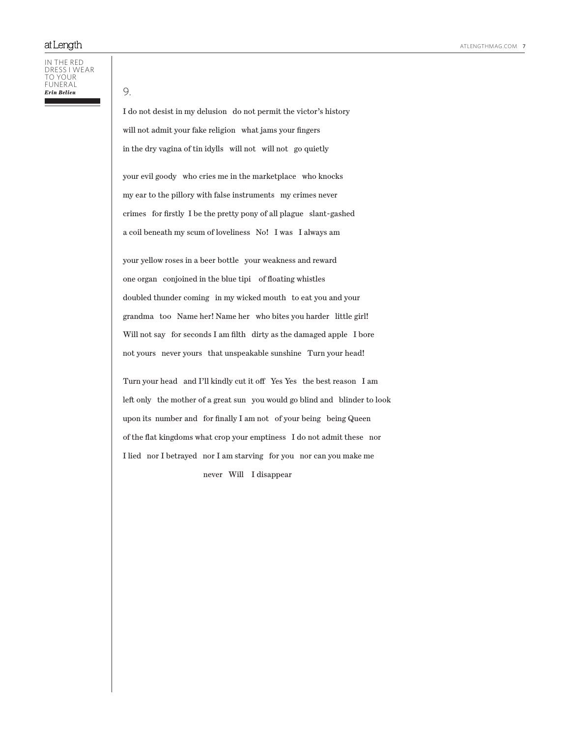9.

I do not desist in my delusion   do not permit the victor's history  
will not admit your fake religion   what jams your fingers  
in the dry vagina of tin idylls   will not   will not   go quietly

your evil goody   who cries me in the marketplace   who knocks  
my ear to the pillory with false instruments   my crimes never  
crimes   for firstly  I be the pretty pony of all plague   slant-gashed  
a coil beneath my scum of loveliness   No!   I was   I always am

your yellow roses in a beer bottle   your weakness and reward  
one organ   conjoined in the blue tipi    of floating whistles  
doubled thunder coming   in my wicked mouth   to eat you and your  
grandma   too   Name her! Name her   who bites you harder   little girl!  
Will not say   for seconds I am filth   dirty as the damaged apple   I bore  
not yours   never yours   that unspeakable sunshine   Turn your head!

Turn your head   and I'll kindly cut it off   Yes Yes   the best reason   I am  
left only   the mother of a great sun   you would go blind and   blinder to look  
upon its  number and   for finally I am not   of your being   being Queen  
of the flat kingdoms what crop your emptiness   I do not admit these   nor  
I lied   nor I betrayed   nor I am starving   for you   nor can you make me  
                                never   Will    I disappear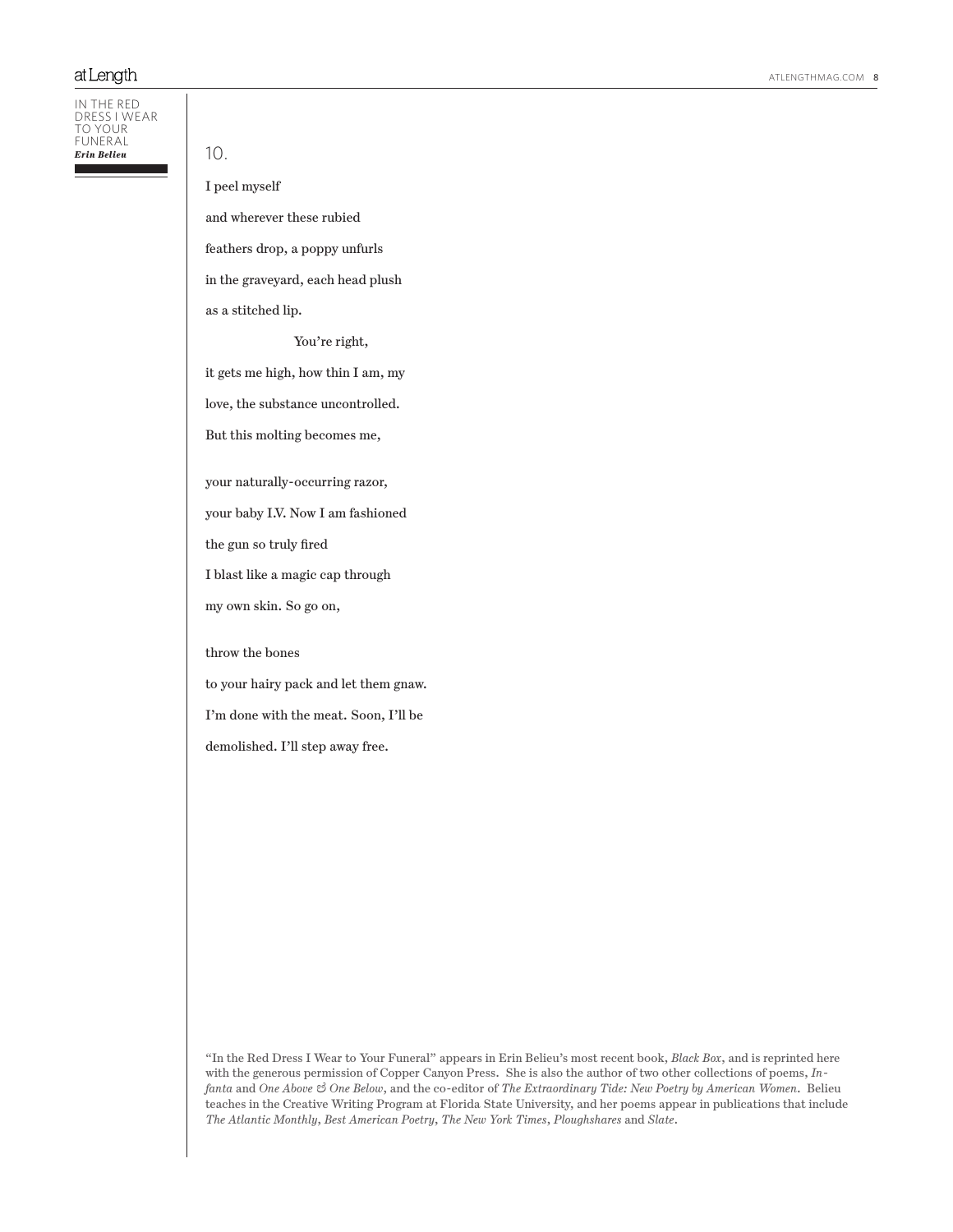10.

I peel myself

and wherever these rubied

feathers drop, a poppy unfurls

in the graveyard, each head plush

as a stitched lip.

                    You're right,

it gets me high, how thin I am, my

love, the substance uncontrolled.

But this molting becomes me,

your naturally-occurring razor,

your baby I.V. Now I am fashioned

the gun so truly fired

I blast like a magic cap through

my own skin. So go on,

throw the bones

to your hairy pack and let them gnaw.

I'm done with the meat. Soon, I'll be

demolished. I'll step away free.

"In the Red Dress I Wear to Your Funeral" appears in Erin Belieu's most recent book, *Black Box*, and is reprinted here with the generous permission of Copper Canyon Press. She is also the author of two other collections of poems, *Infanta* and *One Above & One Below*, and the co-editor of *The Extraordinary Tide: New Poetry by American Women*. Belieu teaches in the Creative Writing Program at Florida State University, and her poems appear in publications that include *The Atlantic Monthly*, *Best American Poetry*, *The New York Times*, *Ploughshares* and *Slate*.